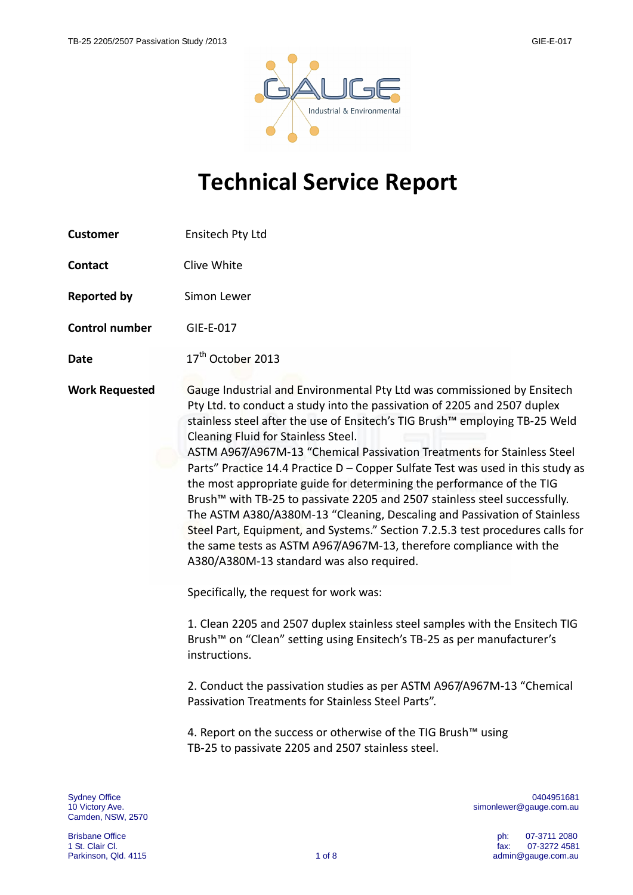# Technical Service Report

**Customer** Ensitech Pty Ltd

**Contact** Clive White

**Reported by** Simon Lewer

**Control number** GIE-E-017

**Date** 17th October 2013

**Work Requested**

Gauge Industrial and Environmental Pty Ltd was commissioned by Ensitech Pty Ltd. to conduct a study into the passivation of 2205 and 2507 duplex stainless steel after the use of Ensitech's TIG Brush™ employing TB-25 Weld Cleaning Fluid for Stainless Steel.
ASTM A967/A967M-13 "Chemical Passivation Treatments for Stainless Steel Parts" Practice 14.4 Practice D – Copper Sulfate Test was used in this study as the most appropriate guide for determining the performance of the TIG Brush™ with TB-25 to passivate 2205 and 2507 stainless steel successfully.
The ASTM A380/A380M-13 "Cleaning, Descaling and Passivation of Stainless Steel Part, Equipment, and Systems." Section 7.2.5.3 test procedures calls for the same tests as ASTM A967/A967M-13, therefore compliance with the A380/A380M-13 standard was also required.

Specifically, the request for work was:

1. Clean 2205 and 2507 duplex stainless steel samples with the Ensitech TIG Brush™ on "Clean" setting using Ensitech's TB-25 as per manufacturer's instructions.

2. Conduct the passivation studies as per ASTM A967/A967M-13 "Chemical Passivation Treatments for Stainless Steel Parts".

4. Report on the success or otherwise of the TIG Brush™ using TB-25 to passivate 2205 and 2507 stainless steel.

Sydney Office
10 Victory Ave.
Camden, NSW, 2570

Brisbane Office
1 St. Clair Cl.
Parkinson, Qld. 4115

0404951681
simonlewer@gauge.com.au

ph: 07-3711 2080
fax: 07-3272 4581
admin@gauge.com.au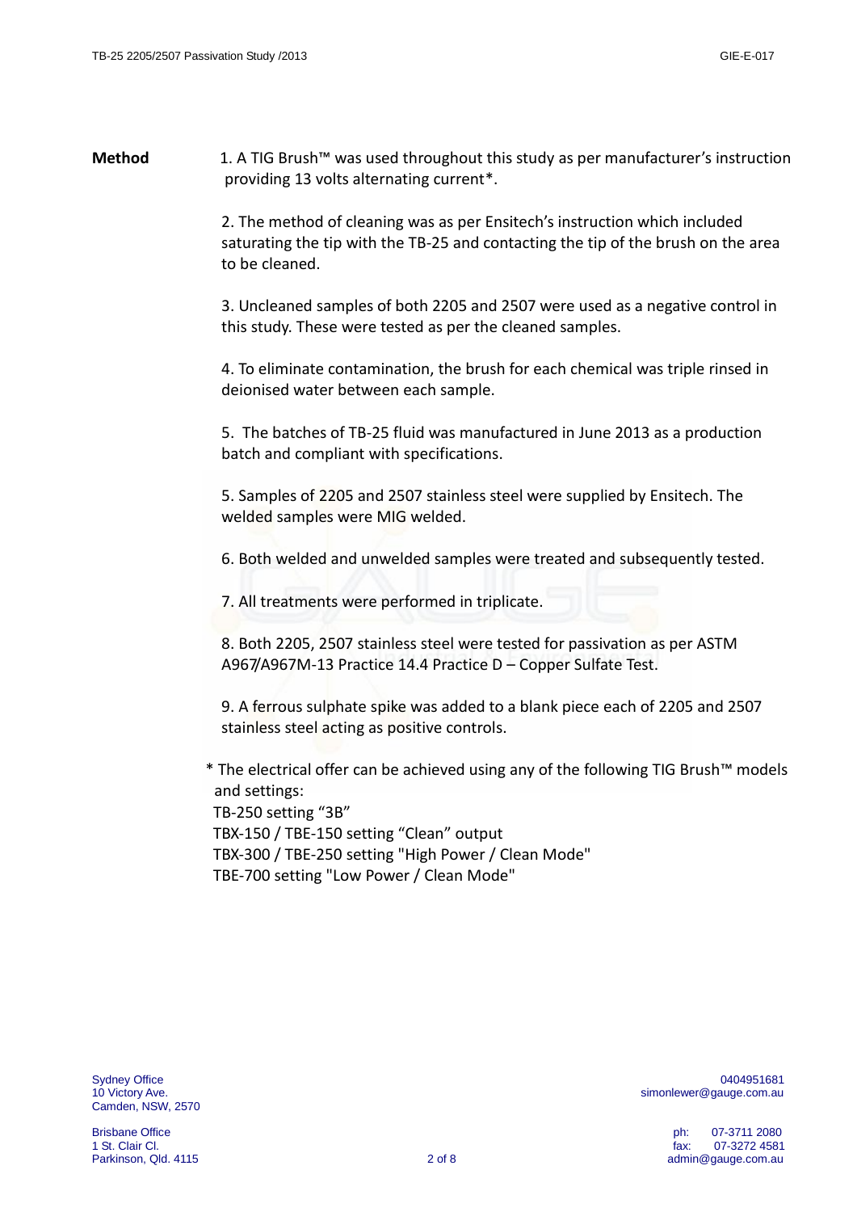**Method**

1. A TIG Brush™ was used throughout this study as per manufacturer's instruction providing 13 volts alternating current*.

2. The method of cleaning was as per Ensitech's instruction which included saturating the tip with the TB-25 and contacting the tip of the brush on the area to be cleaned.

3. Uncleaned samples of both 2205 and 2507 were used as a negative control in this study. These were tested as per the cleaned samples.

4. To eliminate contamination, the brush for each chemical was triple rinsed in deionised water between each sample.

5. The batches of TB-25 fluid was manufactured in June 2013 as a production batch and compliant with specifications.

5. Samples of 2205 and 2507 stainless steel were supplied by Ensitech. The welded samples were MIG welded.

6. Both welded and unwelded samples were treated and subsequently tested.

7. All treatments were performed in triplicate.

8. Both 2205, 2507 stainless steel were tested for passivation as per ASTM A967/A967M-13 Practice 14.4 Practice D – Copper Sulfate Test.

9. A ferrous sulphate spike was added to a blank piece each of 2205 and 2507 stainless steel acting as positive controls.

* The electrical offer can be achieved using any of the following TIG Brush™ models and settings:
TB-250 setting "3B"
TBX-150 / TBE-150 setting "Clean" output
TBX-300 / TBE-250 setting "High Power / Clean Mode"
TBE-700 setting "Low Power / Clean Mode"

Sydney Office
10 Victory Ave.
Camden, NSW, 2570

Brisbane Office
1 St. Clair Cl.
Parkinson, Qld. 4115

0404951681
simonlewer@gauge.com.au

ph: 07-3711 2080
fax: 07-3272 4581
admin@gauge.com.au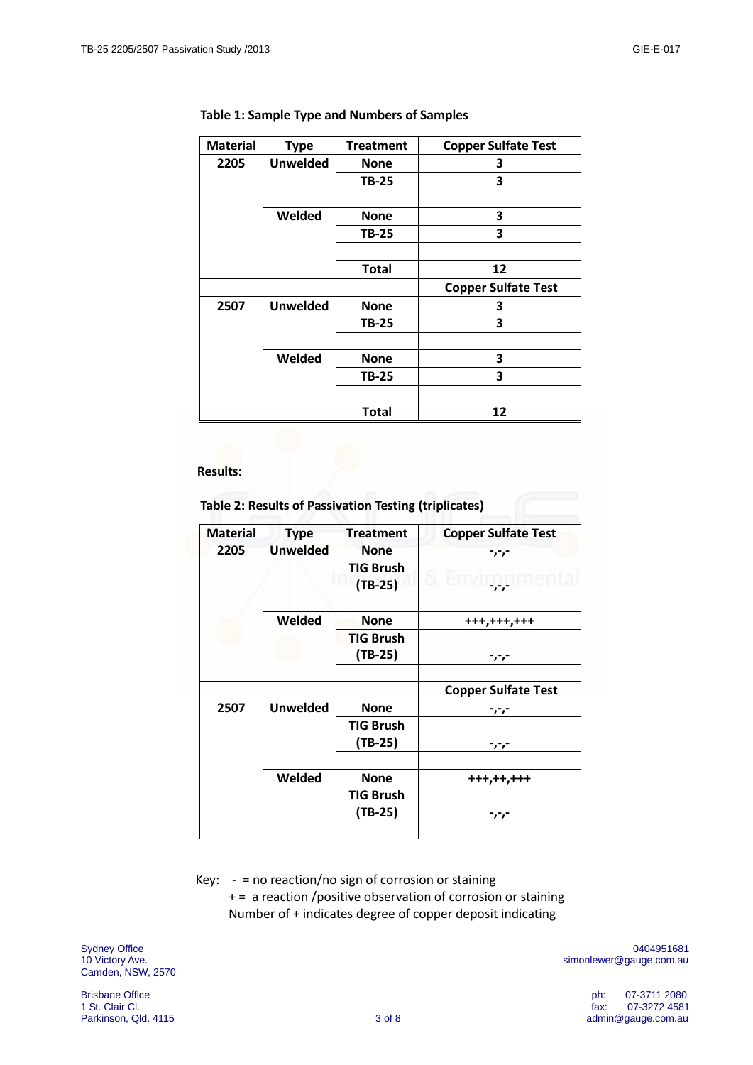**Table 1: Sample Type and Numbers of Samples**

| Material | Type | Treatment | Copper Sulfate Test |
|---|---|---|---|
| 2205 | Unwelded | None | 3 |
| | | TB-25 | 3 |
| | | | |
| | Welded | None | 3 |
| | | TB-25 | 3 |
| | | | |
| | | Total | 12 |
| | | | Copper Sulfate Test |
| 2507 | Unwelded | None | 3 |
| | | TB-25 | 3 |
| | | | |
| | Welded | None | 3 |
| | | TB-25 | 3 |
| | | | |
| | | Total | 12 |

**Results:**

**Table 2: Results of Passivation Testing (triplicates)**

| Material | Type | Treatment | Copper Sulfate Test |
|---|---|---|---|
| 2205 | Unwelded | None | -,-,- |
| | | TIG Brush (TB-25) | -,-,- |
| | | | |
| | Welded | None | +++,+++,+++ |
| | | TIG Brush (TB-25) | -,-,- |
| | | | |
| | | | Copper Sulfate Test |
| 2507 | Unwelded | None | -,-,- |
| | | TIG Brush (TB-25) | -,-,- |
| | | | |
| | Welded | None | +++,++,+++ |
| | | TIG Brush (TB-25) | -,-,- |
| | | | |

Key: - = no reaction/no sign of corrosion or staining
+ = a reaction /positive observation of corrosion or staining
Number of + indicates degree of copper deposit indicating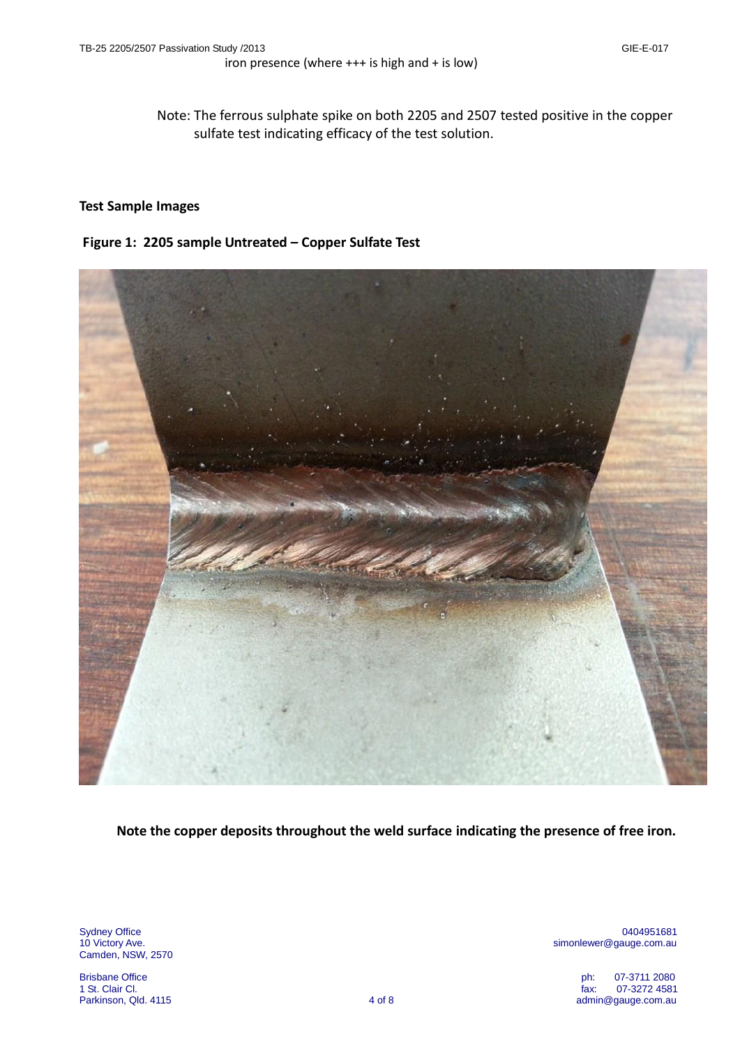iron presence (where +++ is high and + is low)

Note: The ferrous sulphate spike on both 2205 and 2507 tested positive in the copper sulfate test indicating efficacy of the test solution.

**Test Sample Images**

**Figure 1: 2205 sample Untreated – Copper Sulfate Test**

**Note the copper deposits throughout the weld surface indicating the presence of free iron.**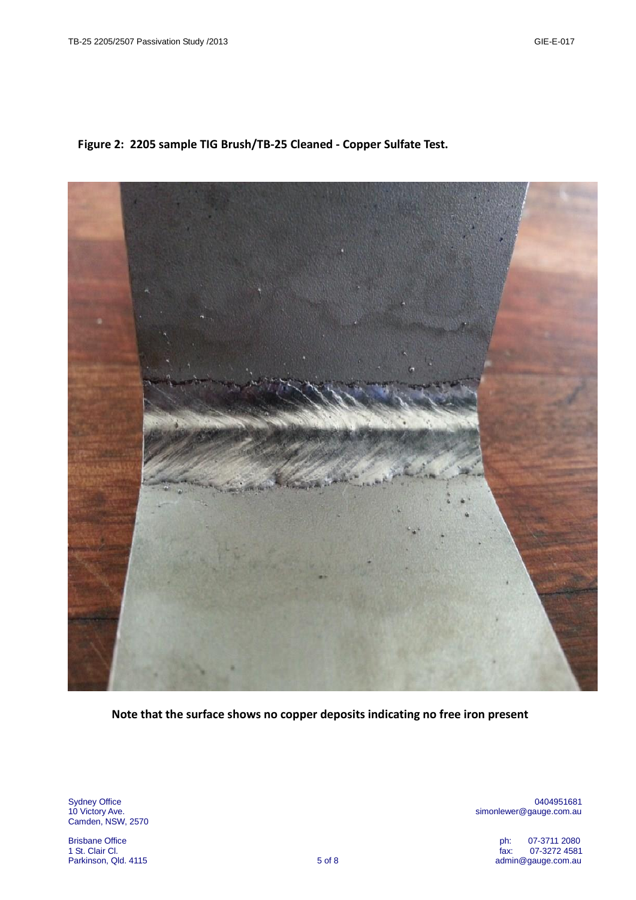**Figure 2: 2205 sample TIG Brush/TB-25 Cleaned - Copper Sulfate Test.**

**Note that the surface shows no copper deposits indicating no free iron present**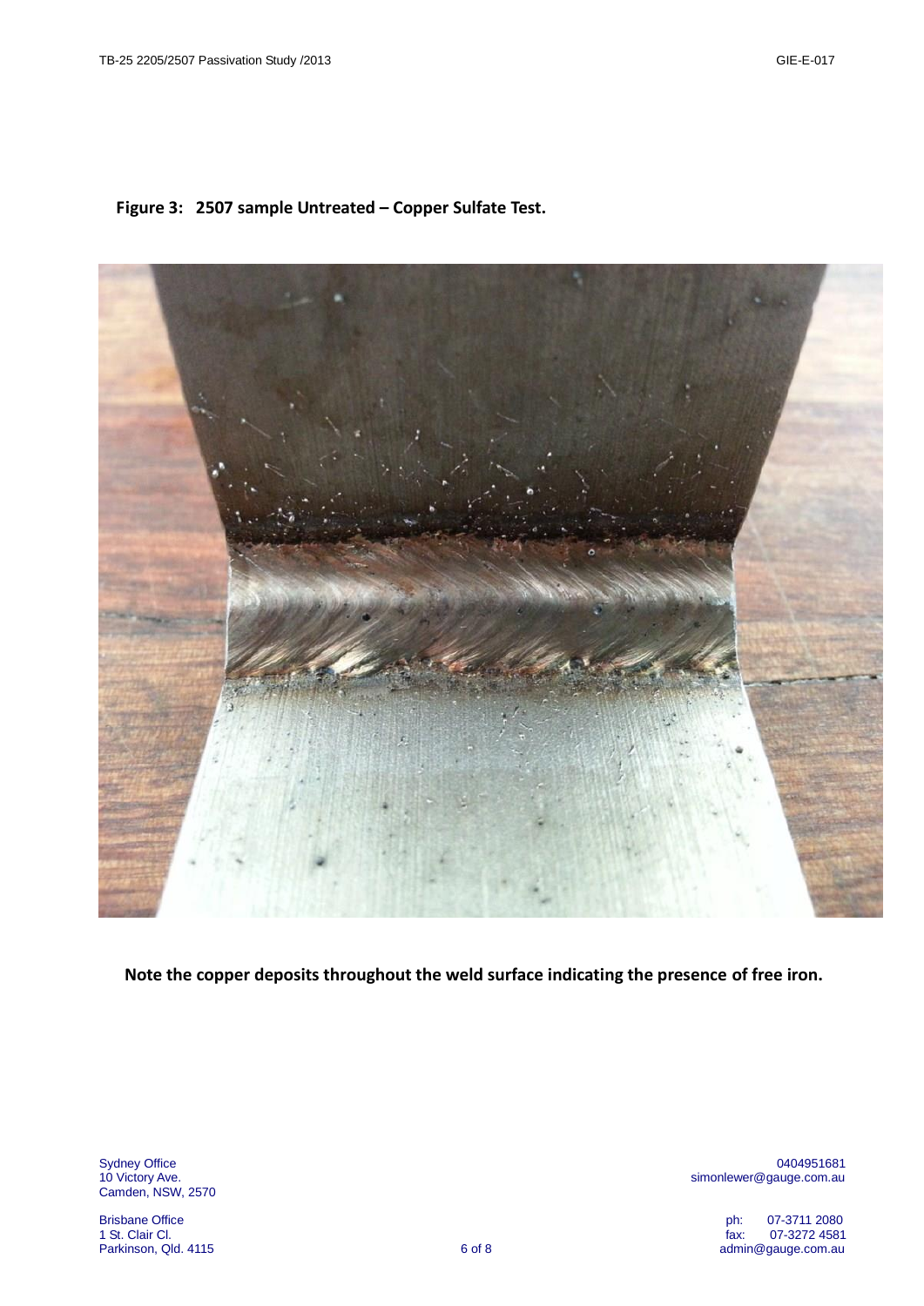**Figure 3: 2507 sample Untreated – Copper Sulfate Test.**

**Note the copper deposits throughout the weld surface indicating the presence of free iron.**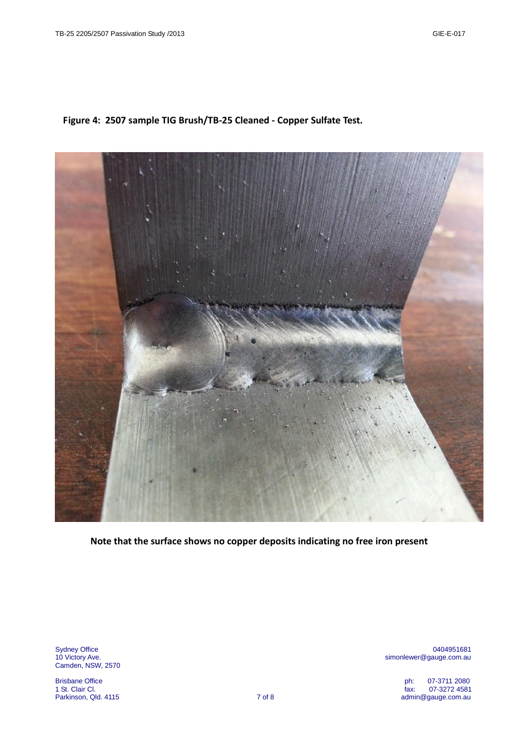**Figure 4: 2507 sample TIG Brush/TB-25 Cleaned - Copper Sulfate Test.**

**Note that the surface shows no copper deposits indicating no free iron present**

Sydney Office
10 Victory Ave.
Camden, NSW, 2570

0404951681
simonlewer@gauge.com.au

Brisbane Office
1 St. Clair Cl.
Parkinson, Qld. 4115

ph: 07-3711 2080
fax: 07-3272 4581
admin@gauge.com.au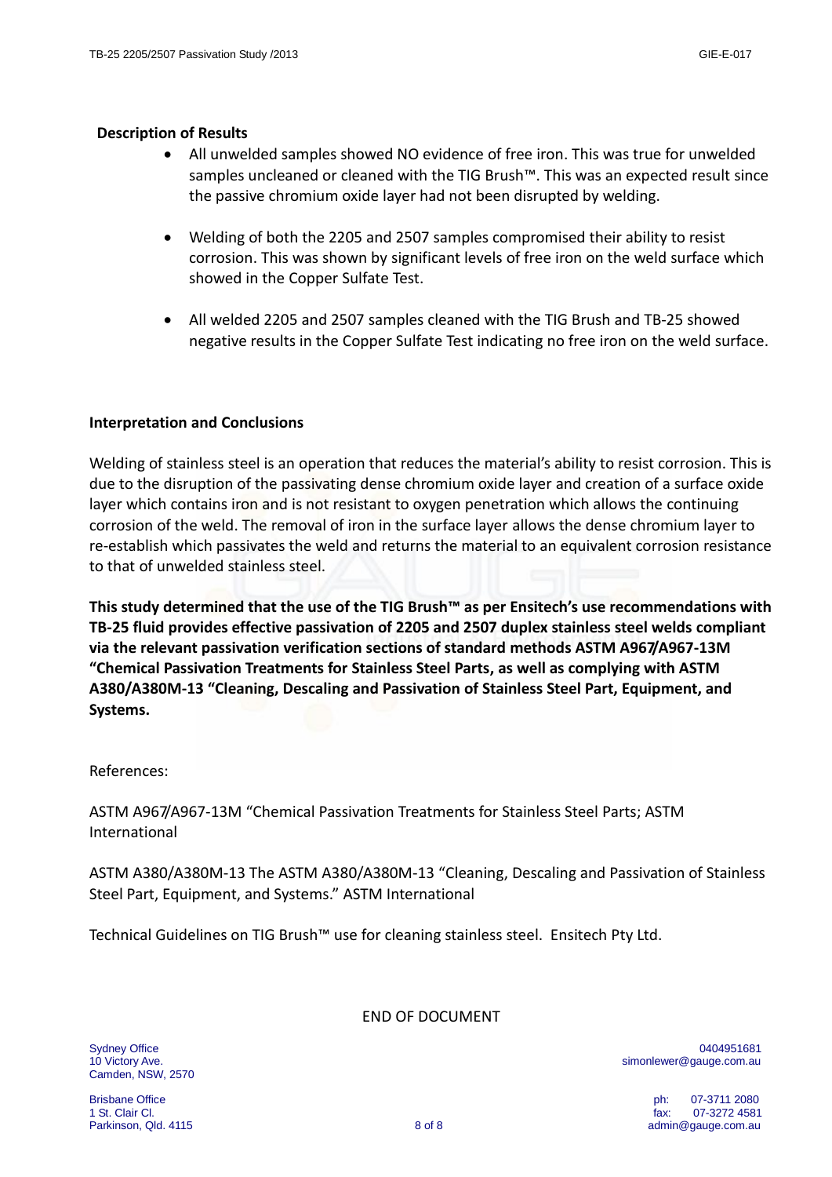**Description of Results**

- All unwelded samples showed NO evidence of free iron. This was true for unwelded samples uncleaned or cleaned with the TIG Brush™. This was an expected result since the passive chromium oxide layer had not been disrupted by welding.
- Welding of both the 2205 and 2507 samples compromised their ability to resist corrosion. This was shown by significant levels of free iron on the weld surface which showed in the Copper Sulfate Test.
- All welded 2205 and 2507 samples cleaned with the TIG Brush and TB-25 showed negative results in the Copper Sulfate Test indicating no free iron on the weld surface.

**Interpretation and Conclusions**

Welding of stainless steel is an operation that reduces the material's ability to resist corrosion. This is due to the disruption of the passivating dense chromium oxide layer and creation of a surface oxide layer which contains iron and is not resistant to oxygen penetration which allows the continuing corrosion of the weld. The removal of iron in the surface layer allows the dense chromium layer to re-establish which passivates the weld and returns the material to an equivalent corrosion resistance to that of unwelded stainless steel.

**This study determined that the use of the TIG Brush™ as per Ensitech's use recommendations with TB-25 fluid provides effective passivation of 2205 and 2507 duplex stainless steel welds compliant via the relevant passivation verification sections of standard methods ASTM A967/A967-13M "Chemical Passivation Treatments for Stainless Steel Parts, as well as complying with ASTM A380/A380M-13 "Cleaning, Descaling and Passivation of Stainless Steel Part, Equipment, and Systems.**

References:

ASTM A967/A967-13M "Chemical Passivation Treatments for Stainless Steel Parts; ASTM International

ASTM A380/A380M-13 The ASTM A380/A380M-13 "Cleaning, Descaling and Passivation of Stainless Steel Part, Equipment, and Systems." ASTM International

Technical Guidelines on TIG Brush™ use for cleaning stainless steel. Ensitech Pty Ltd.

END OF DOCUMENT